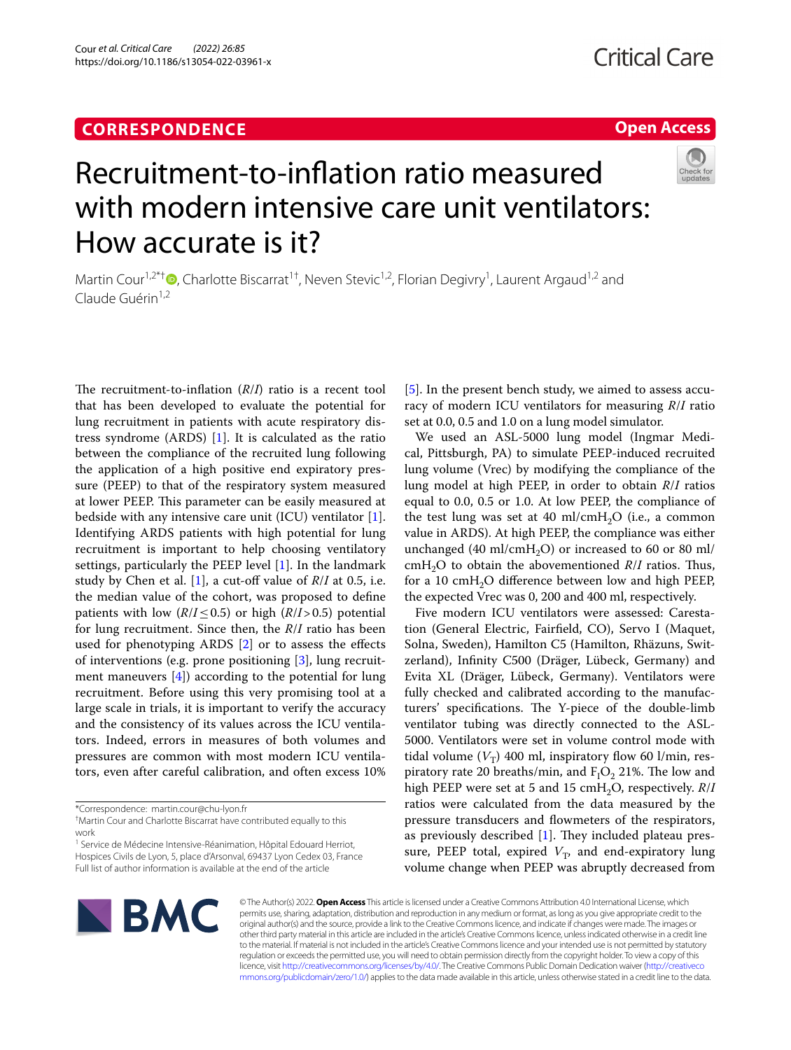CORRESPONDENCE

Open Access

# Recruitment-to-inflation ratio measured with modern intensive care unit ventilators: How accurate is it?

Martin Cour[1,2*†], Charlotte Biscarrat[1†], Neven Stevic[1,2], Florian Degivry[1], Laurent Argaud[1,2] and Claude Guérin[1,2]

The recruitment-to-inflation (*R*/*I*) ratio is a recent tool that has been developed to evaluate the potential for lung recruitment in patients with acute respiratory distress syndrome (ARDS) [1]. It is calculated as the ratio between the compliance of the recruited lung following the application of a high positive end expiratory pressure (PEEP) to that of the respiratory system measured at lower PEEP. This parameter can be easily measured at bedside with any intensive care unit (ICU) ventilator [1]. Identifying ARDS patients with high potential for lung recruitment is important to help choosing ventilatory settings, particularly the PEEP level [1]. In the landmark study by Chen et al. [1], a cut-off value of *R*/*I* at 0.5, i.e. the median value of the cohort, was proposed to define patients with low ($R/I \leq 0.5$) or high ($R/I > 0.5$) potential for lung recruitment. Since then, the *R*/*I* ratio has been used for phenotyping ARDS [2] or to assess the effects of interventions (e.g. prone positioning [3], lung recruitment maneuvers [4]) according to the potential for lung recruitment. Before using this very promising tool at a large scale in trials, it is important to verify the accuracy and the consistency of its values across the ICU ventilators. Indeed, errors in measures of both volumes and pressures are common with most modern ICU ventilators, even after careful calibration, and often excess 10% [5]. In the present bench study, we aimed to assess accuracy of modern ICU ventilators for measuring *R*/*I* ratio set at 0.0, 0.5 and 1.0 on a lung model simulator.

We used an ASL-5000 lung model (Ingmar Medical, Pittsburgh, PA) to simulate PEEP-induced recruited lung volume (Vrec) by modifying the compliance of the lung model at high PEEP, in order to obtain *R*/*I* ratios equal to 0.0, 0.5 or 1.0. At low PEEP, the compliance of the test lung was set at 40 ml/cm$H_2O$ (i.e., a common value in ARDS). At high PEEP, the compliance was either unchanged (40 ml/cm$H_2O$) or increased to 60 or 80 ml/cm$H_2O$ to obtain the abovementioned *R*/*I* ratios. Thus, for a 10 cm$H_2O$ difference between low and high PEEP, the expected Vrec was 0, 200 and 400 ml, respectively.

Five modern ICU ventilators were assessed: Carestation (General Electric, Fairfield, CO), Servo I (Maquet, Solna, Sweden), Hamilton C5 (Hamilton, Rhäzuns, Switzerland), Infinity C500 (Dräger, Lübeck, Germany) and Evita XL (Dräger, Lübeck, Germany). Ventilators were fully checked and calibrated according to the manufacturers' specifications. The Y-piece of the double-limb ventilator tubing was directly connected to the ASL-5000. Ventilators were set in volume control mode with tidal volume ($V_T$) 400 ml, inspiratory flow 60 l/min, respiratory rate 20 breaths/min, and $F_IO_2$ 21%. The low and high PEEP were set at 5 and 15 cm$H_2O$, respectively. *R*/*I* ratios were calculated from the data measured by the pressure transducers and flowmeters of the respirators, as previously described [1]. They included plateau pressure, PEEP total, expired $V_T$, and end-expiratory lung volume change when PEEP was abruptly decreased from

*Correspondence: martin.cour@chu-lyon.fr

†Martin Cour and Charlotte Biscarrat have contributed equally to this work

[1] Service de Médecine Intensive-Réanimation, Hôpital Edouard Herriot, Hospices Civils de Lyon, 5, place d'Arsonval, 69437 Lyon Cedex 03, France

Full list of author information is available at the end of the article

© The Author(s) 2022. **Open Access** This article is licensed under a Creative Commons Attribution 4.0 International License, which permits use, sharing, adaptation, distribution and reproduction in any medium or format, as long as you give appropriate credit to the original author(s) and the source, provide a link to the Creative Commons licence, and indicate if changes were made. The images or other third party material in this article are included in the article's Creative Commons licence, unless indicated otherwise in a credit line to the material. If material is not included in the article's Creative Commons licence and your intended use is not permitted by statutory regulation or exceeds the permitted use, you will need to obtain permission directly from the copyright holder. To view a copy of this licence, visit http://creativecommons.org/licenses/by/4.0/. The Creative Commons Public Domain Dedication waiver (http://creativecommons.org/publicdomain/zero/1.0/) applies to the data made available in this article, unless otherwise stated in a credit line to the data.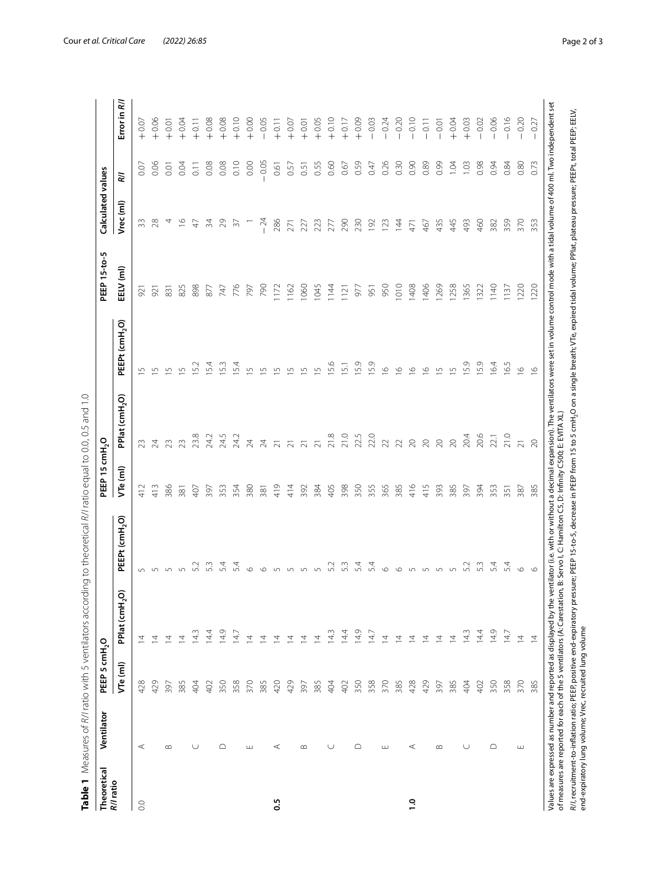**Table 1** Measures of *R/I* ratio with 5 ventilators according to theoretical *R/I* ratio equal to 0.0, 0.5 and 1.0

| Theoretical *R/I* ratio | Ventilator | PEEP 5 $cmH_2O$ | | | PEEP 15 $cmH_2O$ | | | PEEP 15-to-5 | Calculated values | | |
|---|---|---|---|---|---|---|---|---|---|---|---|
| | | VTe (ml) | PPlat ($cmH_2O$) | PEEPt ($cmH_2O$) | VTe (ml) | PPlat ($cmH_2O$) | PEEPt ($cmH_2O$) | EELV (ml) | Vrec (ml) | *R/I* | Error in *R/I* |
| 0.0 | A | 428 | 14 | 5 | 412 | 23 | 15 | 921 | 33 | 0.07 | +0.07 |
| | | 429 | 14 | 5 | 413 | 24 | 15 | 921 | 28 | 0.06 | +0.06 |
| | B | 397 | 14 | 5 | 386 | 23 | 15 | 831 | 4 | 0.01 | +0.01 |
| | | 385 | 14 | 5 | 381 | 23 | 15 | 825 | 16 | 0.04 | +0.04 |
| | C | 404 | 14.3 | 5.2 | 407 | 23.8 | 15.2 | 898 | 47 | 0.11 | +0.11 |
| | | 402 | 14.4 | 5.3 | 397 | 24.2 | 15.4 | 877 | 34 | 0.08 | +0.08 |
| | D | 350 | 14.9 | 5.4 | 353 | 24.5 | 15.3 | 747 | 29 | 0.08 | +0.08 |
| | | 358 | 14.7 | 5.4 | 354 | 24.2 | 15.4 | 776 | 37 | 0.10 | +0.10 |
| | E | 370 | 14 | 6 | 380 | 24 | 15 | 797 | 1 | 0.00 | +0.00 |
| | | 385 | 14 | 6 | 381 | 24 | 15 | 790 | −24 | −0.05 | −0.05 |
| **0.5** | A | 420 | 14 | 5 | 419 | 21 | 15 | 1172 | 286 | 0.61 | +0.11 |
| | | 429 | 14 | 5 | 414 | 21 | 15 | 1162 | 271 | 0.57 | +0.07 |
| | B | 397 | 14 | 5 | 392 | 21 | 15 | 1060 | 227 | 0.51 | +0.01 |
| | | 385 | 14 | 5 | 384 | 21 | 15 | 1045 | 223 | 0.55 | +0.05 |
| | C | 404 | 14.3 | 5.2 | 405 | 21.8 | 15.6 | 1144 | 277 | 0.60 | +0.10 |
| | | 402 | 14.4 | 5.3 | 398 | 21.0 | 15.1 | 1121 | 290 | 0.67 | +0.17 |
| | D | 350 | 14.9 | 5.4 | 350 | 22.5 | 15.9 | 977 | 230 | 0.59 | +0.09 |
| | | 358 | 14.7 | 5.4 | 355 | 22.0 | 15.9 | 951 | 192 | 0.47 | −0.03 |
| | E | 370 | 14 | 6 | 365 | 22 | 16 | 950 | 123 | 0.26 | −0.24 |
| | | 385 | 14 | 6 | 385 | 22 | 16 | 1010 | 144 | 0.30 | −0.20 |
| **1.0** | A | 428 | 14 | 5 | 416 | 20 | 16 | 1408 | 471 | 0.90 | −0.10 |
| | | 429 | 14 | 5 | 415 | 20 | 16 | 1406 | 467 | 0.89 | −0.11 |
| | B | 397 | 14 | 5 | 393 | 20 | 15 | 1269 | 435 | 0.99 | −0.01 |
| | | 385 | 14 | 5 | 385 | 20 | 15 | 1258 | 445 | 1.04 | +0.04 |
| | C | 404 | 14.3 | 5.2 | 397 | 20.4 | 15.9 | 1365 | 493 | 1.03 | +0.03 |
| | | 402 | 14.4 | 5.3 | 394 | 20.6 | 15.9 | 1322 | 460 | 0.98 | −0.02 |
| | D | 350 | 14.9 | 5.4 | 353 | 22.1 | 16.4 | 1140 | 382 | 0.94 | −0.06 |
| | | 358 | 14.7 | 5.4 | 351 | 21.0 | 16.5 | 1137 | 359 | 0.84 | −0.16 |
| | E | 370 | 14 | 6 | 387 | 21 | 16 | 1220 | 370 | 0.80 | −0.20 |
| | | 385 | 14 | 6 | 385 | 20 | 16 | 1220 | 353 | 0.73 | −0.27 |

Values are expressed as number and reported as displayed by the ventilator (i.e. with or without a decimal expansion). The ventilators were set in volume control mode with a tidal volume of 400 ml. Two independent set of measures are reported for each of the 5 ventilators (A: Carestation, B: Servo I, C: Hamilton C5, D: Infinity C500; E: EVITA XL)

*R/I*, recruitment-to-inflation ratio; PEEP, positive end-expiratory pressure; PEEP 15-to-5, decrease in PEEP from 15 to 5 $cmH_2O$ on a single breath; VTe, expired tidal volume; PPlat, plateau pressure; PEEPt, total PEEP; EELV, end-expiratory lung volume; Vrec, recruited lung volume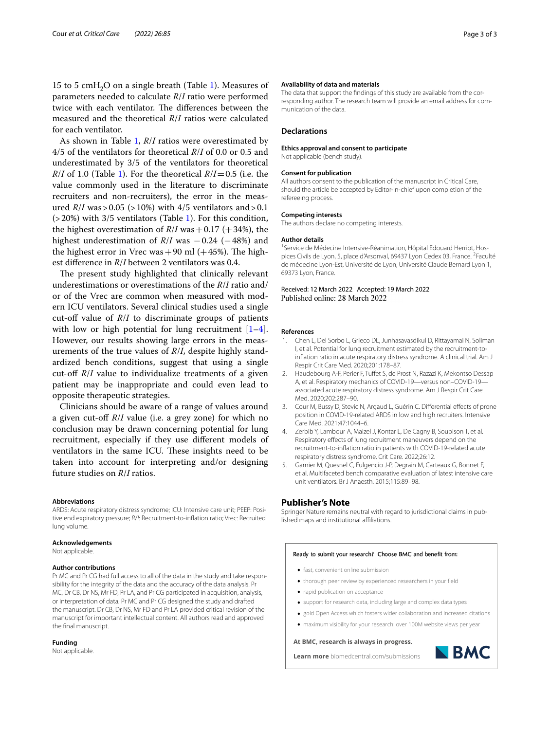15 to 5 $cmH_2O$ on a single breath (Table 1). Measures of parameters needed to calculate *R*/*I* ratio were performed twice with each ventilator. The differences between the measured and the theoretical *R*/*I* ratios were calculated for each ventilator.

As shown in Table 1, *R*/*I* ratios were overestimated by 4/5 of the ventilators for theoretical *R*/*I* of 0.0 or 0.5 and underestimated by 3/5 of the ventilators for theoretical *R*/*I* of 1.0 (Table 1). For the theoretical $R/I = 0.5$ (i.e. the value commonly used in the literature to discriminate recruiters and non-recruiters), the error in the measured *R*/*I* was > 0.05 (> 10%) with 4/5 ventilators and > 0.1 (> 20%) with 3/5 ventilators (Table 1). For this condition, the highest overestimation of *R*/*I* was + 0.17 (+ 34%), the highest underestimation of *R*/*I* was − 0.24 (− 48%) and the highest error in Vrec was + 90 ml (+ 45%). The highest difference in *R*/*I* between 2 ventilators was 0.4.

The present study highlighted that clinically relevant underestimations or overestimations of the *R*/*I* ratio and/or of the Vrec are common when measured with modern ICU ventilators. Several clinical studies used a single cut-off value of *R*/*I* to discriminate groups of patients with low or high potential for lung recruitment [1–4]. However, our results showing large errors in the measurements of the true values of *R*/*I*, despite highly standardized bench conditions, suggest that using a single cut-off *R*/*I* value to individualize treatments of a given patient may be inappropriate and could even lead to opposite therapeutic strategies.

Clinicians should be aware of a range of values around a given cut-off *R*/*I* value (i.e. a grey zone) for which no conclusion may be drawn concerning potential for lung recruitment, especially if they use different models of ventilators in the same ICU. These insights need to be taken into account for interpreting and/or designing future studies on *R*/*I* ratios.

#### Abbreviations

ARDS: Acute respiratory distress syndrome; ICU: Intensive care unit; PEEP: Positive end expiratory pressure; *R*/*I*: Recruitment-to-inflation ratio; Vrec: Recruited lung volume.

#### Acknowledgements

Not applicable.

#### Author contributions

Pr MC and Pr CG had full access to all of the data in the study and take responsibility for the integrity of the data and the accuracy of the data analysis. Pr MC, Dr CB, Dr NS, Mr FD, Pr LA, and Pr CG participated in acquisition, analysis, or interpretation of data. Pr MC and Pr CG designed the study and drafted the manuscript. Dr CB, Dr NS, Mr FD and Pr LA provided critical revision of the manuscript for important intellectual content. All authors read and approved the final manuscript.

#### Funding

Not applicable.

#### Availability of data and materials

The data that support the findings of this study are available from the corresponding author. The research team will provide an email address for communication of the data.

## Declarations

#### Ethics approval and consent to participate

Not applicable (bench study).

#### Consent for publication

All authors consent to the publication of the manuscript in Critical Care, should the article be accepted by Editor-in-chief upon completion of the refereeing process.

#### Competing interests

The authors declare no competing interests.

#### Author details

[1] Service de Médecine Intensive-Réanimation, Hôpital Edouard Herriot, Hospices Civils de Lyon, 5, place d'Arsonval, 69437 Lyon Cedex 03, France. [2] Faculté de médecine Lyon-Est, Université de Lyon, Université Claude Bernard Lyon 1, 69373 Lyon, France.

Received: 12 March 2022 Accepted: 19 March 2022
Published online: 28 March 2022

#### References

1. Chen L, Del Sorbo L, Grieco DL, Junhasavasdikul D, Rittayamai N, Soliman I, et al. Potential for lung recruitment estimated by the recruitment-to-inflation ratio in acute respiratory distress syndrome. A clinical trial. Am J Respir Crit Care Med. 2020;201:178–87.
2. Haudebourg A-F, Perier F, Tuffet S, de Prost N, Razazi K, Mekontso Dessap A, et al. Respiratory mechanics of COVID-19—versus non–COVID-19—associated acute respiratory distress syndrome. Am J Respir Crit Care Med. 2020;202:287–90.
3. Cour M, Bussy D, Stevic N, Argaud L, Guérin C. Differential effects of prone position in COVID-19-related ARDS in low and high recruiters. Intensive Care Med. 2021;47:1044–6.
4. Zerbib Y, Lambour A, Maizel J, Kontar L, De Cagny B, Soupison T, et al. Respiratory effects of lung recruitment maneuvers depend on the recruitment-to-inflation ratio in patients with COVID-19-related acute respiratory distress syndrome. Crit Care. 2022;26:12.
5. Garnier M, Quesnel C, Fulgencio J-P, Degrain M, Carteaux G, Bonnet F, et al. Multifaceted bench comparative evaluation of latest intensive care unit ventilators. Br J Anaesth. 2015;115:89–98.

## Publisher's Note

Springer Nature remains neutral with regard to jurisdictional claims in published maps and institutional affiliations.

Ready to submit your research? Choose BMC and benefit from:

- fast, convenient online submission
- thorough peer review by experienced researchers in your field
- rapid publication on acceptance
- support for research data, including large and complex data types
- gold Open Access which fosters wider collaboration and increased citations
- maximum visibility for your research: over 100M website views per year

**At BMC, research is always in progress.**

**Learn more** biomedcentral.com/submissions

BMC